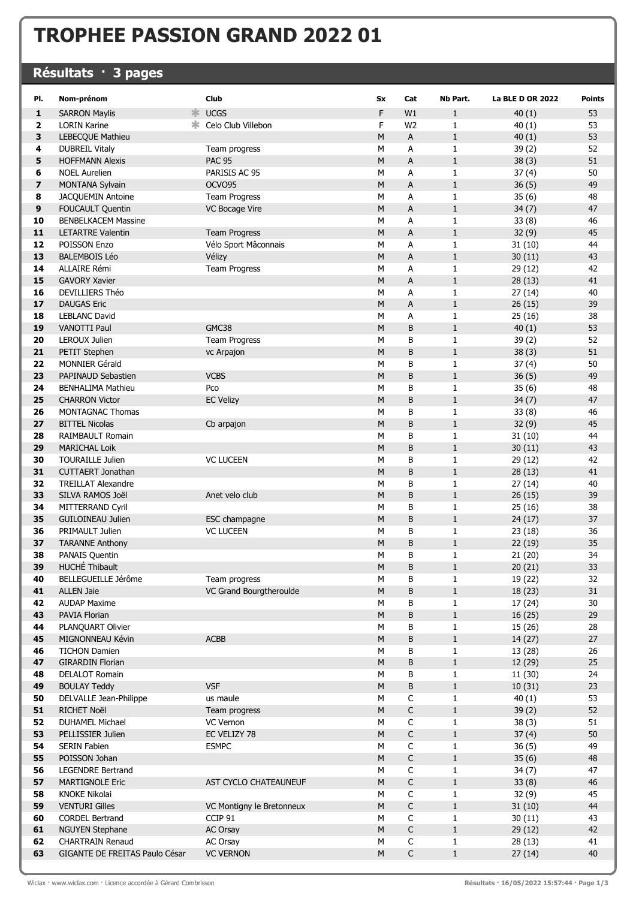# TROPHEE PASSION GRAND 2022 01

## Résultats · 3 pages

| Pl. | Nom-prénom | Club | Sx | Cat | Nb Part. | La BLE D OR 2022 | Points |
|---|---|---|---|---|---|---|---|
| 1 | SARRON Maylis * | UCGS | F | W1 | 1 | 40 (1) | 53 |
| 2 | LORIN Karine * | Celo Club Villebon | F | W2 | 1 | 40 (1) | 53 |
| 3 | LEBECQUE Mathieu | | M | A | 1 | 40 (1) | 53 |
| 4 | DUBREIL Vitaly | Team progress | M | A | 1 | 39 (2) | 52 |
| 5 | HOFFMANN Alexis | PAC 95 | M | A | 1 | 38 (3) | 51 |
| 6 | NOEL Aurelien | PARISIS AC 95 | M | A | 1 | 37 (4) | 50 |
| 7 | MONTANA Sylvain | OCVO95 | M | A | 1 | 36 (5) | 49 |
| 8 | JACQUEMIN Antoine | Team Progress | M | A | 1 | 35 (6) | 48 |
| 9 | FOUCAULT Quentin | VC Bocage Vire | M | A | 1 | 34 (7) | 47 |
| 10 | BENBELKACEM Massine | | M | A | 1 | 33 (8) | 46 |
| 11 | LETARTRE Valentin | Team Progress | M | A | 1 | 32 (9) | 45 |
| 12 | POISSON Enzo | Vélo Sport Mâconnais | M | A | 1 | 31 (10) | 44 |
| 13 | BALEMBOIS Léo | Vélizy | M | A | 1 | 30 (11) | 43 |
| 14 | ALLAIRE Rémi | Team Progress | M | A | 1 | 29 (12) | 42 |
| 15 | GAVORY Xavier | | M | A | 1 | 28 (13) | 41 |
| 16 | DEVILLIERS Théo | | M | A | 1 | 27 (14) | 40 |
| 17 | DAUGAS Eric | | M | A | 1 | 26 (15) | 39 |
| 18 | LEBLANC David | | M | A | 1 | 25 (16) | 38 |
| 19 | VANOTTI Paul | GMC38 | M | B | 1 | 40 (1) | 53 |
| 20 | LEROUX Julien | Team Progress | M | B | 1 | 39 (2) | 52 |
| 21 | PETIT Stephen | vc Arpajon | M | B | 1 | 38 (3) | 51 |
| 22 | MONNIER Gérald | | M | B | 1 | 37 (4) | 50 |
| 23 | PAPINAUD Sebastien | VCBS | M | B | 1 | 36 (5) | 49 |
| 24 | BENHALIMA Mathieu | Pco | M | B | 1 | 35 (6) | 48 |
| 25 | CHARRON Victor | EC Velizy | M | B | 1 | 34 (7) | 47 |
| 26 | MONTAGNAC Thomas | | M | B | 1 | 33 (8) | 46 |
| 27 | BITTEL Nicolas | Cb arpajon | M | B | 1 | 32 (9) | 45 |
| 28 | RAIMBAULT Romain | | M | B | 1 | 31 (10) | 44 |
| 29 | MARICHAL Loik | | M | B | 1 | 30 (11) | 43 |
| 30 | TOURAILLE Julien | VC LUCEEN | M | B | 1 | 29 (12) | 42 |
| 31 | CUTTAERT Jonathan | | M | B | 1 | 28 (13) | 41 |
| 32 | TREILLAT Alexandre | | M | B | 1 | 27 (14) | 40 |
| 33 | SILVA RAMOS Joël | Anet velo club | M | B | 1 | 26 (15) | 39 |
| 34 | MITTERRAND Cyril | | M | B | 1 | 25 (16) | 38 |
| 35 | GUILOINEAU Julien | ESC champagne | M | B | 1 | 24 (17) | 37 |
| 36 | PRIMAULT Julien | VC LUCEEN | M | B | 1 | 23 (18) | 36 |
| 37 | TARANNE Anthony | | M | B | 1 | 22 (19) | 35 |
| 38 | PANAIS Quentin | | M | B | 1 | 21 (20) | 34 |
| 39 | HUCHÉ Thibault | | M | B | 1 | 20 (21) | 33 |
| 40 | BELLEGUEILLE Jérôme | Team progress | M | B | 1 | 19 (22) | 32 |
| 41 | ALLEN Jaie | VC Grand Bourgtheroulde | M | B | 1 | 18 (23) | 31 |
| 42 | AUDAP Maxime | | M | B | 1 | 17 (24) | 30 |
| 43 | PAVIA Florian | | M | B | 1 | 16 (25) | 29 |
| 44 | PLANQUART Olivier | | M | B | 1 | 15 (26) | 28 |
| 45 | MIGNONNEAU Kévin | ACBB | M | B | 1 | 14 (27) | 27 |
| 46 | TICHON Damien | | M | B | 1 | 13 (28) | 26 |
| 47 | GIRARDIN Florian | | M | B | 1 | 12 (29) | 25 |
| 48 | DELALOT Romain | | M | B | 1 | 11 (30) | 24 |
| 49 | BOULAY Teddy | VSF | M | B | 1 | 10 (31) | 23 |
| 50 | DELVALLE Jean-Philippe | us maule | M | C | 1 | 40 (1) | 53 |
| 51 | RICHET Noël | Team progress | M | C | 1 | 39 (2) | 52 |
| 52 | DUHAMEL Michael | VC Vernon | M | C | 1 | 38 (3) | 51 |
| 53 | PELLISSIER Julien | EC VELIZY 78 | M | C | 1 | 37 (4) | 50 |
| 54 | SERIN Fabien | ESMPC | M | C | 1 | 36 (5) | 49 |
| 55 | POISSON Johan | | M | C | 1 | 35 (6) | 48 |
| 56 | LEGENDRE Bertrand | | M | C | 1 | 34 (7) | 47 |
| 57 | MARTIGNOLE Eric | AST CYCLO CHATEAUNEUF | M | C | 1 | 33 (8) | 46 |
| 58 | KNOKE Nikolai | | M | C | 1 | 32 (9) | 45 |
| 59 | VENTURI Gilles | VC Montigny le Bretonneux | M | C | 1 | 31 (10) | 44 |
| 60 | CORDEL Bertrand | CCIP 91 | M | C | 1 | 30 (11) | 43 |
| 61 | NGUYEN Stephane | AC Orsay | M | C | 1 | 29 (12) | 42 |
| 62 | CHARTRAIN Renaud | AC Orsay | M | C | 1 | 28 (13) | 41 |
| 63 | GIGANTE DE FREITAS Paulo César | VC VERNON | M | C | 1 | 27 (14) | 40 |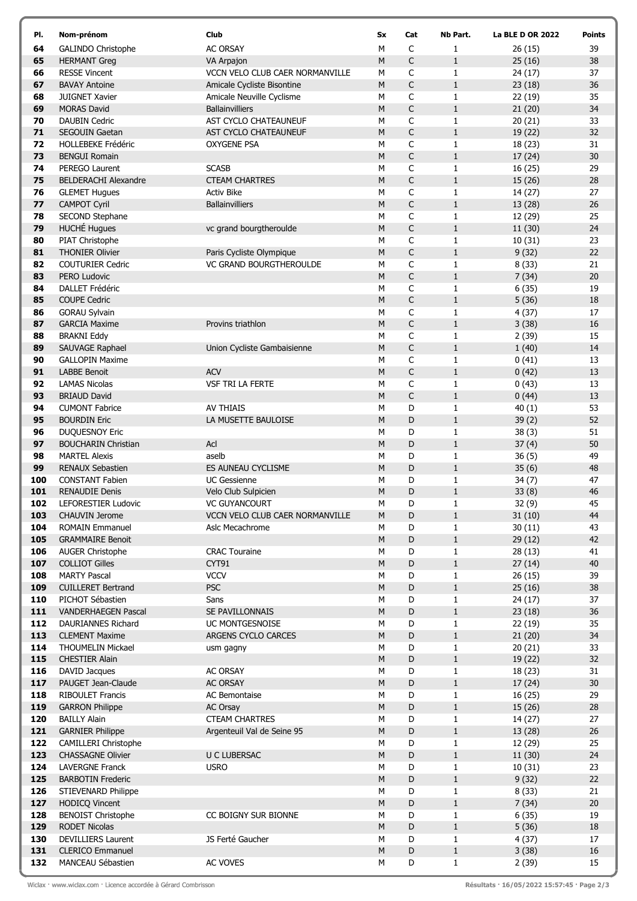| Pl. | Nom-prénom | Club | Sx | Cat | Nb Part. | La BLE D OR 2022 | Points |
|---|---|---|---|---|---|---|---|
| 64 | GALINDO Christophe | AC ORSAY | M | C | 1 | 26 (15) | 39 |
| 65 | HERMANT Greg | VA Arpajon | M | C | 1 | 25 (16) | 38 |
| 66 | RESSE Vincent | VCCN VELO CLUB CAER NORMANVILLE | M | C | 1 | 24 (17) | 37 |
| 67 | BAVAY Antoine | Amicale Cycliste Bisontine | M | C | 1 | 23 (18) | 36 |
| 68 | JUIGNET Xavier | Amicale Neuville Cyclisme | M | C | 1 | 22 (19) | 35 |
| 69 | MORAS David | Ballainvilliers | M | C | 1 | 21 (20) | 34 |
| 70 | DAUBIN Cedric | AST CYCLO CHATEAUNEUF | M | C | 1 | 20 (21) | 33 |
| 71 | SEGOUIN Gaetan | AST CYCLO CHATEAUNEUF | M | C | 1 | 19 (22) | 32 |
| 72 | HOLLEBEKE Frédéric | OXYGENE PSA | M | C | 1 | 18 (23) | 31 |
| 73 | BENGUI Romain | | M | C | 1 | 17 (24) | 30 |
| 74 | PEREGO Laurent | SCASB | M | C | 1 | 16 (25) | 29 |
| 75 | BELDERACHI Alexandre | CTEAM CHARTRES | M | C | 1 | 15 (26) | 28 |
| 76 | GLEMET Hugues | Activ Bike | M | C | 1 | 14 (27) | 27 |
| 77 | CAMPOT Cyril | Ballainvilliers | M | C | 1 | 13 (28) | 26 |
| 78 | SECOND Stephane | | M | C | 1 | 12 (29) | 25 |
| 79 | HUCHÉ Hugues | vc grand bourgtheroulde | M | C | 1 | 11 (30) | 24 |
| 80 | PIAT Christophe | | M | C | 1 | 10 (31) | 23 |
| 81 | THONIER Olivier | Paris Cycliste Olympique | M | C | 1 | 9 (32) | 22 |
| 82 | COUTURIER Cedric | VC GRAND BOURGTHEROULDE | M | C | 1 | 8 (33) | 21 |
| 83 | PERO Ludovic | | M | C | 1 | 7 (34) | 20 |
| 84 | DALLET Frédéric | | M | C | 1 | 6 (35) | 19 |
| 85 | COUPE Cedric | | M | C | 1 | 5 (36) | 18 |
| 86 | GORAU Sylvain | | M | C | 1 | 4 (37) | 17 |
| 87 | GARCIA Maxime | Provins triathlon | M | C | 1 | 3 (38) | 16 |
| 88 | BRAKNI Eddy | | M | C | 1 | 2 (39) | 15 |
| 89 | SAUVAGE Raphael | Union Cycliste Gambaisienne | M | C | 1 | 1 (40) | 14 |
| 90 | GALLOPIN Maxime | | M | C | 1 | 0 (41) | 13 |
| 91 | LABBE Benoit | ACV | M | C | 1 | 0 (42) | 13 |
| 92 | LAMAS Nicolas | VSF TRI LA FERTE | M | C | 1 | 0 (43) | 13 |
| 93 | BRIAUD David | | M | C | 1 | 0 (44) | 13 |
| 94 | CUMONT Fabrice | AV THIAIS | M | D | 1 | 40 (1) | 53 |
| 95 | BOURDIN Eric | LA MUSETTE BAULOISE | M | D | 1 | 39 (2) | 52 |
| 96 | DUQUESNOY Eric | | M | D | 1 | 38 (3) | 51 |
| 97 | BOUCHARIN Christian | Acl | M | D | 1 | 37 (4) | 50 |
| 98 | MARTEL Alexis | aselb | M | D | 1 | 36 (5) | 49 |
| 99 | RENAUX Sebastien | ES AUNEAU CYCLISME | M | D | 1 | 35 (6) | 48 |
| 100 | CONSTANT Fabien | UC Gessienne | M | D | 1 | 34 (7) | 47 |
| 101 | RENAUDIE Denis | Velo Club Sulpicien | M | D | 1 | 33 (8) | 46 |
| 102 | LEFORESTIER Ludovic | VC GUYANCOURT | M | D | 1 | 32 (9) | 45 |
| 103 | CHAUVIN Jerome | VCCN VELO CLUB CAER NORMANVILLE | M | D | 1 | 31 (10) | 44 |
| 104 | ROMAIN Emmanuel | Aslc Mecachrome | M | D | 1 | 30 (11) | 43 |
| 105 | GRAMMAIRE Benoit | | M | D | 1 | 29 (12) | 42 |
| 106 | AUGER Christophe | CRAC Touraine | M | D | 1 | 28 (13) | 41 |
| 107 | COLLIOT Gilles | CYT91 | M | D | 1 | 27 (14) | 40 |
| 108 | MARTY Pascal | VCCV | M | D | 1 | 26 (15) | 39 |
| 109 | CUILLERET Bertrand | PSC | M | D | 1 | 25 (16) | 38 |
| 110 | PICHOT Sébastien | Sans | M | D | 1 | 24 (17) | 37 |
| 111 | VANDERHAEGEN Pascal | SE PAVILLONNAIS | M | D | 1 | 23 (18) | 36 |
| 112 | DAURIANNES Richard | UC MONTGESNOISE | M | D | 1 | 22 (19) | 35 |
| 113 | CLEMENT Maxime | ARGENS CYCLO CARCES | M | D | 1 | 21 (20) | 34 |
| 114 | THOUMELIN Mickael | usm gagny | M | D | 1 | 20 (21) | 33 |
| 115 | CHESTIER Alain | | M | D | 1 | 19 (22) | 32 |
| 116 | DAVID Jacques | AC ORSAY | M | D | 1 | 18 (23) | 31 |
| 117 | PAUGET Jean-Claude | AC ORSAY | M | D | 1 | 17 (24) | 30 |
| 118 | RIBOULET Francis | AC Bemontaise | M | D | 1 | 16 (25) | 29 |
| 119 | GARRON Philippe | AC Orsay | M | D | 1 | 15 (26) | 28 |
| 120 | BAILLY Alain | CTEAM CHARTRES | M | D | 1 | 14 (27) | 27 |
| 121 | GARNIER Philippe | Argenteuil Val de Seine 95 | M | D | 1 | 13 (28) | 26 |
| 122 | CAMILLERI Christophe | | M | D | 1 | 12 (29) | 25 |
| 123 | CHASSAGNE Olivier | U C LUBERSAC | M | D | 1 | 11 (30) | 24 |
| 124 | LAVERGNE Franck | USRO | M | D | 1 | 10 (31) | 23 |
| 125 | BARBOTIN Frederic | | M | D | 1 | 9 (32) | 22 |
| 126 | STIEVENARD Philippe | | M | D | 1 | 8 (33) | 21 |
| 127 | HODICQ Vincent | | M | D | 1 | 7 (34) | 20 |
| 128 | BENOIST Christophe | CC BOIGNY SUR BIONNE | M | D | 1 | 6 (35) | 19 |
| 129 | RODET Nicolas | | M | D | 1 | 5 (36) | 18 |
| 130 | DEVILLIERS Laurent | JS Ferté Gaucher | M | D | 1 | 4 (37) | 17 |
| 131 | CLERICO Emmanuel | | M | D | 1 | 3 (38) | 16 |
| 132 | MANCEAU Sébastien | AC VOVES | M | D | 1 | 2 (39) | 15 |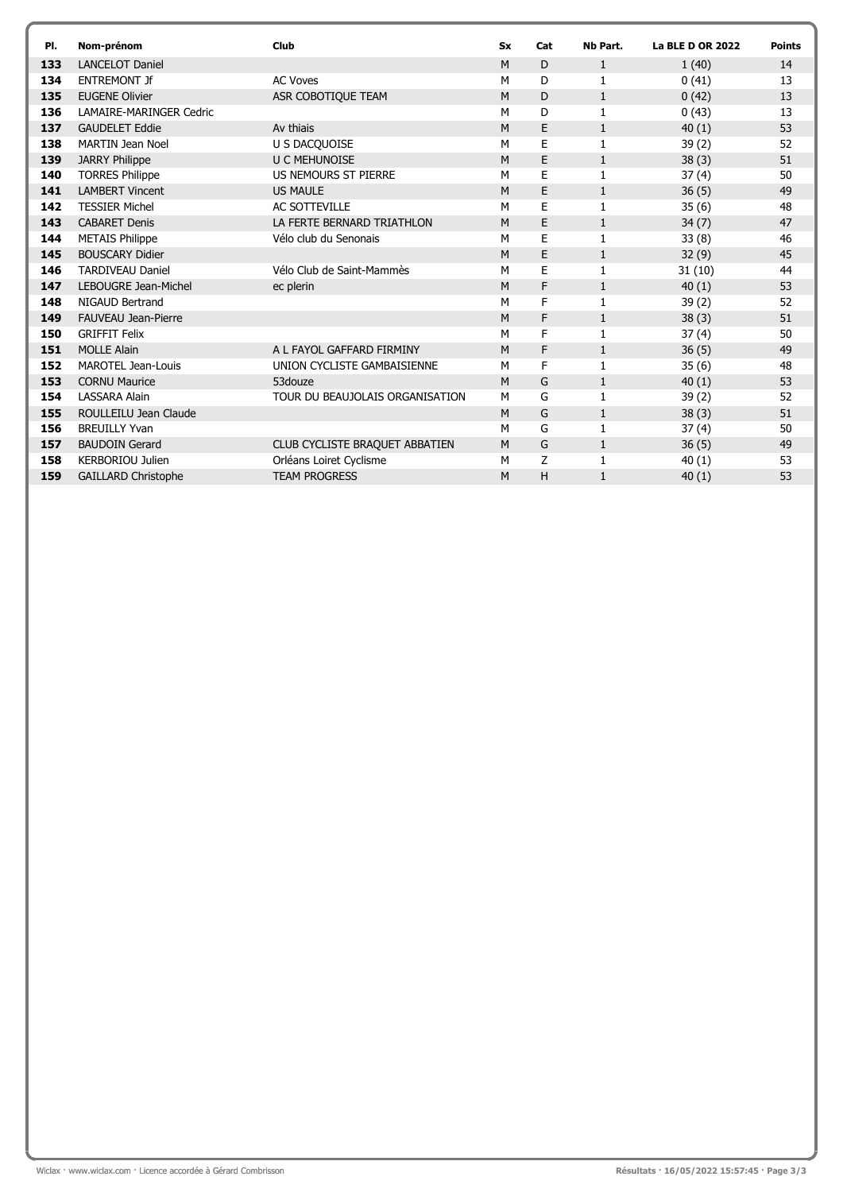| Pl. | Nom-prénom | Club | Sx | Cat | Nb Part. | La BLE D OR 2022 | Points |
|---|---|---|---|---|---|---|---|
| 133 | LANCELOT Daniel | | M | D | 1 | 1 (40) | 14 |
| 134 | ENTREMONT Jf | AC Voves | M | D | 1 | 0 (41) | 13 |
| 135 | EUGENE Olivier | ASR COBOTIQUE TEAM | M | D | 1 | 0 (42) | 13 |
| 136 | LAMAIRE-MARINGER Cedric | | M | D | 1 | 0 (43) | 13 |
| 137 | GAUDELET Eddie | Av thiais | M | E | 1 | 40 (1) | 53 |
| 138 | MARTIN Jean Noel | U S DACQUOISE | M | E | 1 | 39 (2) | 52 |
| 139 | JARRY Philippe | U C MEHUNOISE | M | E | 1 | 38 (3) | 51 |
| 140 | TORRES Philippe | US NEMOURS ST PIERRE | M | E | 1 | 37 (4) | 50 |
| 141 | LAMBERT Vincent | US MAULE | M | E | 1 | 36 (5) | 49 |
| 142 | TESSIER Michel | AC SOTTEVILLE | M | E | 1 | 35 (6) | 48 |
| 143 | CABARET Denis | LA FERTE BERNARD TRIATHLON | M | E | 1 | 34 (7) | 47 |
| 144 | METAIS Philippe | Vélo club du Senonais | M | E | 1 | 33 (8) | 46 |
| 145 | BOUSCARY Didier | | M | E | 1 | 32 (9) | 45 |
| 146 | TARDIVEAU Daniel | Vélo Club de Saint-Mammès | M | E | 1 | 31 (10) | 44 |
| 147 | LEBOUGRE Jean-Michel | ec plerin | M | F | 1 | 40 (1) | 53 |
| 148 | NIGAUD Bertrand | | M | F | 1 | 39 (2) | 52 |
| 149 | FAUVEAU Jean-Pierre | | M | F | 1 | 38 (3) | 51 |
| 150 | GRIFFIT Felix | | M | F | 1 | 37 (4) | 50 |
| 151 | MOLLE Alain | A L FAYOL GAFFARD FIRMINY | M | F | 1 | 36 (5) | 49 |
| 152 | MAROTEL Jean-Louis | UNION CYCLISTE GAMBAISIENNE | M | F | 1 | 35 (6) | 48 |
| 153 | CORNU Maurice | 53douze | M | G | 1 | 40 (1) | 53 |
| 154 | LASSARA Alain | TOUR DU BEAUJOLAIS ORGANISATION | M | G | 1 | 39 (2) | 52 |
| 155 | ROULLEILU Jean Claude | | M | G | 1 | 38 (3) | 51 |
| 156 | BREUILLY Yvan | | M | G | 1 | 37 (4) | 50 |
| 157 | BAUDOIN Gerard | CLUB CYCLISTE BRAQUET ABBATIEN | M | G | 1 | 36 (5) | 49 |
| 158 | KERBORIOU Julien | Orléans Loiret Cyclisme | M | Z | 1 | 40 (1) | 53 |
| 159 | GAILLARD Christophe | TEAM PROGRESS | M | H | 1 | 40 (1) | 53 |

Wiclax · www.wiclax.com · Licence accordée à Gérard Combrisson

Résultats · 16/05/2022 15:57:45